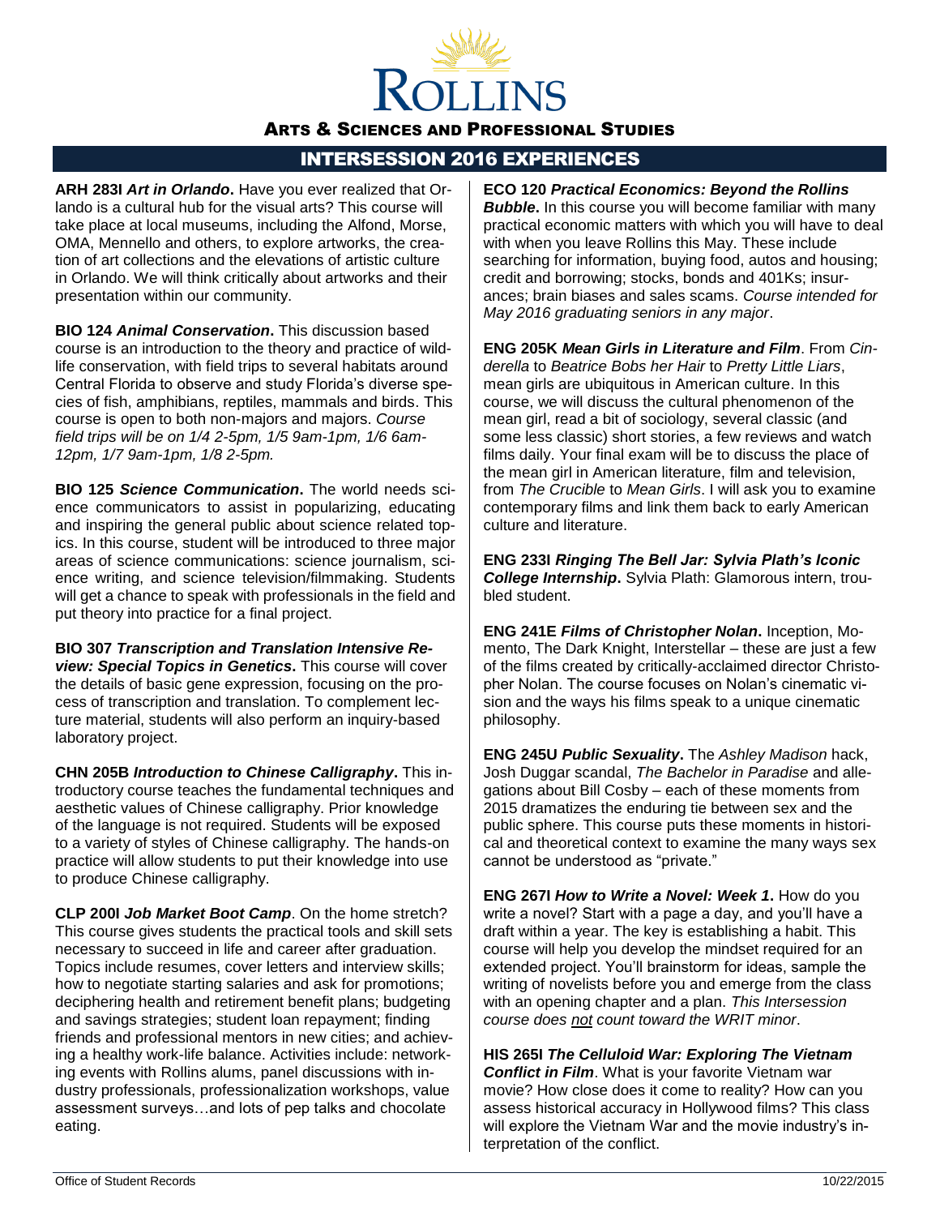# ROLLINS

## ARTS & SCIENCES AND PROFESSIONAL STUDIES

## INTERSESSION 2016 EXPERIENCES

**ARH 283I *Art in Orlando*.** Have you ever realized that Orlando is a cultural hub for the visual arts? This course will take place at local museums, including the Alfond, Morse, OMA, Mennello and others, to explore artworks, the creation of art collections and the elevations of artistic culture in Orlando. We will think critically about artworks and their presentation within our community.

**BIO 124 *Animal Conservation*.** This discussion based course is an introduction to the theory and practice of wildlife conservation, with field trips to several habitats around Central Florida to observe and study Florida's diverse species of fish, amphibians, reptiles, mammals and birds. This course is open to both non-majors and majors. *Course field trips will be on 1/4 2-5pm, 1/5 9am-1pm, 1/6 6am-12pm, 1/7 9am-1pm, 1/8 2-5pm.*

**BIO 125 *Science Communication*.** The world needs science communicators to assist in popularizing, educating and inspiring the general public about science related topics. In this course, student will be introduced to three major areas of science communications: science journalism, science writing, and science television/filmmaking. Students will get a chance to speak with professionals in the field and put theory into practice for a final project.

**BIO 307 *Transcription and Translation Intensive Review: Special Topics in Genetics*.** This course will cover the details of basic gene expression, focusing on the process of transcription and translation. To complement lecture material, students will also perform an inquiry-based laboratory project.

**CHN 205B *Introduction to Chinese Calligraphy*.** This introductory course teaches the fundamental techniques and aesthetic values of Chinese calligraphy. Prior knowledge of the language is not required. Students will be exposed to a variety of styles of Chinese calligraphy. The hands-on practice will allow students to put their knowledge into use to produce Chinese calligraphy.

**CLP 200I *Job Market Boot Camp*.** On the home stretch? This course gives students the practical tools and skill sets necessary to succeed in life and career after graduation. Topics include resumes, cover letters and interview skills; how to negotiate starting salaries and ask for promotions; deciphering health and retirement benefit plans; budgeting and savings strategies; student loan repayment; finding friends and professional mentors in new cities; and achieving a healthy work-life balance. Activities include: networking events with Rollins alums, panel discussions with industry professionals, professionalization workshops, value assessment surveys…and lots of pep talks and chocolate eating.

**ECO 120 *Practical Economics: Beyond the Rollins Bubble*.** In this course you will become familiar with many practical economic matters with which you will have to deal with when you leave Rollins this May. These include searching for information, buying food, autos and housing; credit and borrowing; stocks, bonds and 401Ks; insurances; brain biases and sales scams. *Course intended for May 2016 graduating seniors in any major*.

**ENG 205K *Mean Girls in Literature and Film*.** From *Cinderella* to *Beatrice Bobs her Hair* to *Pretty Little Liars*, mean girls are ubiquitous in American culture. In this course, we will discuss the cultural phenomenon of the mean girl, read a bit of sociology, several classic (and some less classic) short stories, a few reviews and watch films daily. Your final exam will be to discuss the place of the mean girl in American literature, film and television, from *The Crucible* to *Mean Girls*. I will ask you to examine contemporary films and link them back to early American culture and literature.

**ENG 233I *Ringing The Bell Jar: Sylvia Plath's Iconic College Internship*.** Sylvia Plath: Glamorous intern, troubled student.

**ENG 241E *Films of Christopher Nolan*.** Inception, Momento, The Dark Knight, Interstellar – these are just a few of the films created by critically-acclaimed director Christopher Nolan. The course focuses on Nolan's cinematic vision and the ways his films speak to a unique cinematic philosophy.

**ENG 245U *Public Sexuality*.** The *Ashley Madison* hack, Josh Duggar scandal, *The Bachelor in Paradise* and allegations about Bill Cosby – each of these moments from 2015 dramatizes the enduring tie between sex and the public sphere. This course puts these moments in historical and theoretical context to examine the many ways sex cannot be understood as "private."

**ENG 267I *How to Write a Novel: Week 1*.** How do you write a novel? Start with a page a day, and you'll have a draft within a year. The key is establishing a habit. This course will help you develop the mindset required for an extended project. You'll brainstorm for ideas, sample the writing of novelists before you and emerge from the class with an opening chapter and a plan. *This Intersession course does not count toward the WRIT minor*.

**HIS 265I *The Celluloid War: Exploring The Vietnam Conflict in Film*.** What is your favorite Vietnam war movie? How close does it come to reality? How can you assess historical accuracy in Hollywood films? This class will explore the Vietnam War and the movie industry's interpretation of the conflict.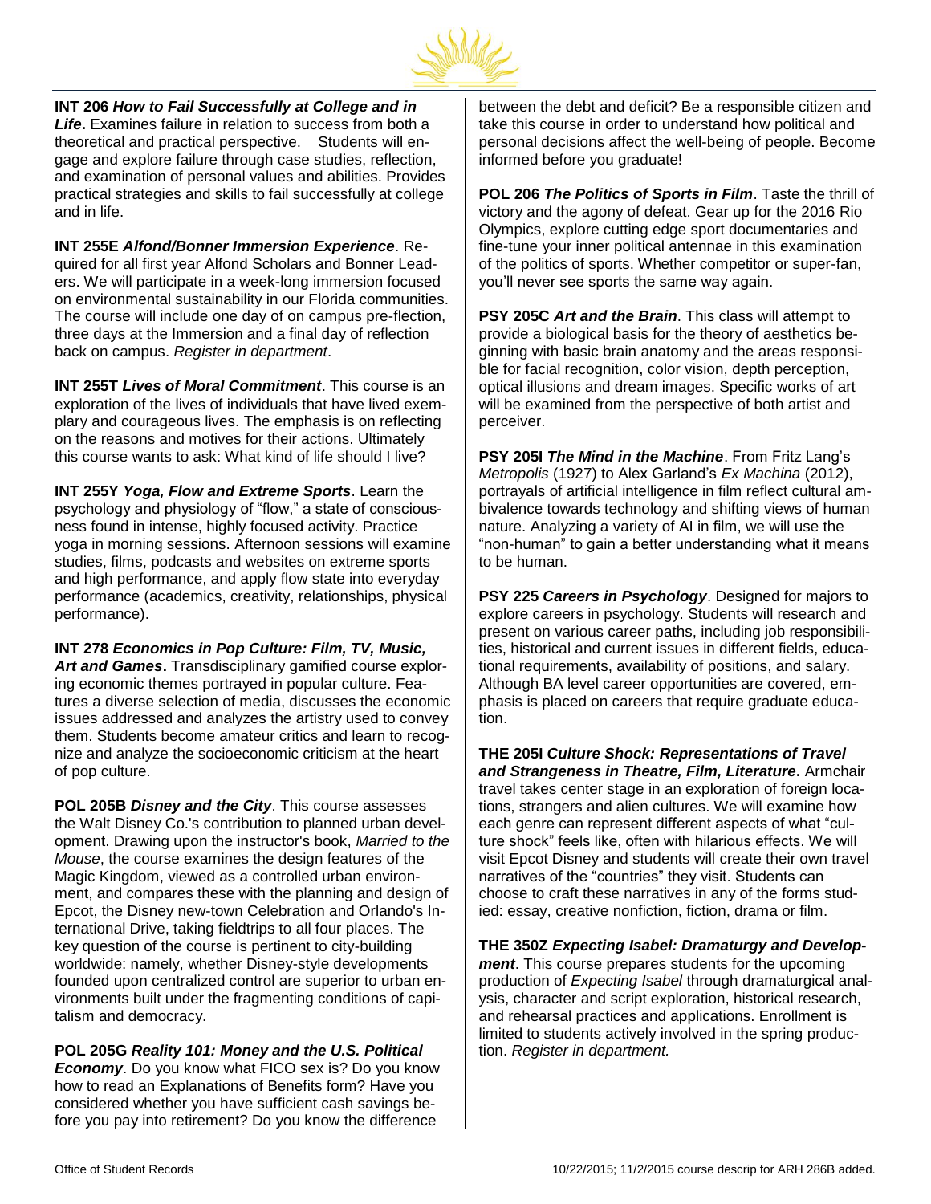**INT 206 *How to Fail Successfully at College and in Life*.** Examines failure in relation to success from both a theoretical and practical perspective. Students will engage and explore failure through case studies, reflection, and examination of personal values and abilities. Provides practical strategies and skills to fail successfully at college and in life.

**INT 255E *Alfond/Bonner Immersion Experience*.** Required for all first year Alfond Scholars and Bonner Leaders. We will participate in a week-long immersion focused on environmental sustainability in our Florida communities. The course will include one day of on campus pre-flection, three days at the Immersion and a final day of reflection back on campus. *Register in department*.

**INT 255T *Lives of Moral Commitment*.** This course is an exploration of the lives of individuals that have lived exemplary and courageous lives. The emphasis is on reflecting on the reasons and motives for their actions. Ultimately this course wants to ask: What kind of life should I live?

**INT 255Y *Yoga, Flow and Extreme Sports*.** Learn the psychology and physiology of "flow," a state of consciousness found in intense, highly focused activity. Practice yoga in morning sessions. Afternoon sessions will examine studies, films, podcasts and websites on extreme sports and high performance, and apply flow state into everyday performance (academics, creativity, relationships, physical performance).

**INT 278 *Economics in Pop Culture: Film, TV, Music, Art and Games*.** Transdisciplinary gamified course exploring economic themes portrayed in popular culture. Features a diverse selection of media, discusses the economic issues addressed and analyzes the artistry used to convey them. Students become amateur critics and learn to recognize and analyze the socioeconomic criticism at the heart of pop culture.

**POL 205B *Disney and the City*.** This course assesses the Walt Disney Co.'s contribution to planned urban development. Drawing upon the instructor's book, *Married to the Mouse*, the course examines the design features of the Magic Kingdom, viewed as a controlled urban environment, and compares these with the planning and design of Epcot, the Disney new-town Celebration and Orlando's International Drive, taking fieldtrips to all four places. The key question of the course is pertinent to city-building worldwide: namely, whether Disney-style developments founded upon centralized control are superior to urban environments built under the fragmenting conditions of capitalism and democracy.

**POL 205G *Reality 101: Money and the U.S. Political Economy*.** Do you know what FICO sex is? Do you know how to read an Explanations of Benefits form? Have you considered whether you have sufficient cash savings before you pay into retirement? Do you know the difference between the debt and deficit? Be a responsible citizen and take this course in order to understand how political and personal decisions affect the well-being of people. Become informed before you graduate!

**POL 206 *The Politics of Sports in Film*.** Taste the thrill of victory and the agony of defeat. Gear up for the 2016 Rio Olympics, explore cutting edge sport documentaries and fine-tune your inner political antennae in this examination of the politics of sports. Whether competitor or super-fan, you'll never see sports the same way again.

**PSY 205C *Art and the Brain*.** This class will attempt to provide a biological basis for the theory of aesthetics beginning with basic brain anatomy and the areas responsible for facial recognition, color vision, depth perception, optical illusions and dream images. Specific works of art will be examined from the perspective of both artist and perceiver.

**PSY 205I *The Mind in the Machine*.** From Fritz Lang's *Metropolis* (1927) to Alex Garland's *Ex Machina* (2012), portrayals of artificial intelligence in film reflect cultural ambivalence towards technology and shifting views of human nature. Analyzing a variety of AI in film, we will use the "non-human" to gain a better understanding what it means to be human.

**PSY 225 *Careers in Psychology*.** Designed for majors to explore careers in psychology. Students will research and present on various career paths, including job responsibilities, historical and current issues in different fields, educational requirements, availability of positions, and salary. Although BA level career opportunities are covered, emphasis is placed on careers that require graduate education.

**THE 205I *Culture Shock: Representations of Travel and Strangeness in Theatre, Film, Literature*.** Armchair travel takes center stage in an exploration of foreign locations, strangers and alien cultures. We will examine how each genre can represent different aspects of what "culture shock" feels like, often with hilarious effects. We will visit Epcot Disney and students will create their own travel narratives of the "countries" they visit. Students can choose to craft these narratives in any of the forms studied: essay, creative nonfiction, fiction, drama or film.

**THE 350Z *Expecting Isabel: Dramaturgy and Development*.** This course prepares students for the upcoming production of *Expecting Isabel* through dramaturgical analysis, character and script exploration, historical research, and rehearsal practices and applications. Enrollment is limited to students actively involved in the spring production. *Register in department.*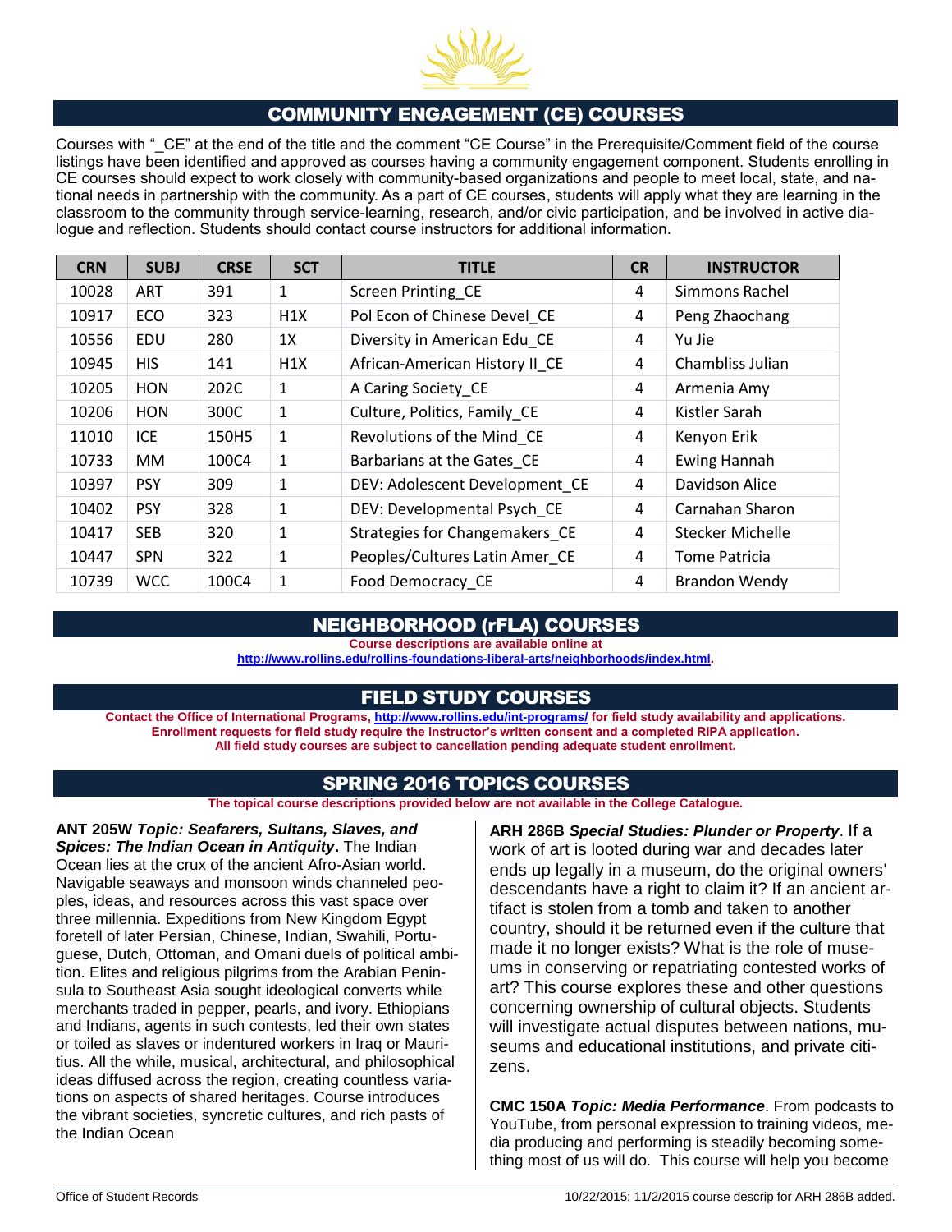## COMMUNITY ENGAGEMENT (CE) COURSES

Courses with "_CE" at the end of the title and the comment "CE Course" in the Prerequisite/Comment field of the course listings have been identified and approved as courses having a community engagement component. Students enrolling in CE courses should expect to work closely with community-based organizations and people to meet local, state, and national needs in partnership with the community. As a part of CE courses, students will apply what they are learning in the classroom to the community through service-learning, research, and/or civic participation, and be involved in active dialogue and reflection. Students should contact course instructors for additional information.

| CRN | SUBJ | CRSE | SCT | TITLE | CR | INSTRUCTOR |
|---|---|---|---|---|---|---|
| 10028 | ART | 391 | 1 | Screen Printing_CE | 4 | Simmons Rachel |
| 10917 | ECO | 323 | H1X | Pol Econ of Chinese Devel_CE | 4 | Peng Zhaochang |
| 10556 | EDU | 280 | 1X | Diversity in American Edu_CE | 4 | Yu Jie |
| 10945 | HIS | 141 | H1X | African-American History II_CE | 4 | Chambliss Julian |
| 10205 | HON | 202C | 1 | A Caring Society_CE | 4 | Armenia Amy |
| 10206 | HON | 300C | 1 | Culture, Politics, Family_CE | 4 | Kistler Sarah |
| 11010 | ICE | 150H5 | 1 | Revolutions of the Mind_CE | 4 | Kenyon Erik |
| 10733 | MM | 100C4 | 1 | Barbarians at the Gates_CE | 4 | Ewing Hannah |
| 10397 | PSY | 309 | 1 | DEV: Adolescent Development_CE | 4 | Davidson Alice |
| 10402 | PSY | 328 | 1 | DEV: Developmental Psych_CE | 4 | Carnahan Sharon |
| 10417 | SEB | 320 | 1 | Strategies for Changemakers_CE | 4 | Stecker Michelle |
| 10447 | SPN | 322 | 1 | Peoples/Cultures Latin Amer_CE | 4 | Tome Patricia |
| 10739 | WCC | 100C4 | 1 | Food Democracy_CE | 4 | Brandon Wendy |

## NEIGHBORHOOD (rFLA) COURSES

**Course descriptions are available online at http://www.rollins.edu/rollins-foundations-liberal-arts/neighborhoods/index.html.**

## FIELD STUDY COURSES

**Contact the Office of International Programs, http://www.rollins.edu/int-programs/ for field study availability and applications. Enrollment requests for field study require the instructor's written consent and a completed RIPA application. All field study courses are subject to cancellation pending adequate student enrollment.**

## SPRING 2016 TOPICS COURSES

**The topical course descriptions provided below are not available in the College Catalogue.**

**ANT 205W *Topic: Seafarers, Sultans, Slaves, and Spices: The Indian Ocean in Antiquity*.** The Indian Ocean lies at the crux of the ancient Afro-Asian world. Navigable seaways and monsoon winds channeled peoples, ideas, and resources across this vast space over three millennia. Expeditions from New Kingdom Egypt foretell of later Persian, Chinese, Indian, Swahili, Portuguese, Dutch, Ottoman, and Omani duels of political ambition. Elites and religious pilgrims from the Arabian Peninsula to Southeast Asia sought ideological converts while merchants traded in pepper, pearls, and ivory. Ethiopians and Indians, agents in such contests, led their own states or toiled as slaves or indentured workers in Iraq or Mauritius. All the while, musical, architectural, and philosophical ideas diffused across the region, creating countless variations on aspects of shared heritages. Course introduces the vibrant societies, syncretic cultures, and rich pasts of the Indian Ocean

**ARH 286B *Special Studies: Plunder or Property***. If a work of art is looted during war and decades later ends up legally in a museum, do the original owners' descendants have a right to claim it? If an ancient artifact is stolen from a tomb and taken to another country, should it be returned even if the culture that made it no longer exists? What is the role of museums in conserving or repatriating contested works of art? This course explores these and other questions concerning ownership of cultural objects. Students will investigate actual disputes between nations, museums and educational institutions, and private citizens.

**CMC 150A *Topic: Media Performance***. From podcasts to YouTube, from personal expression to training videos, media producing and performing is steadily becoming something most of us will do. This course will help you become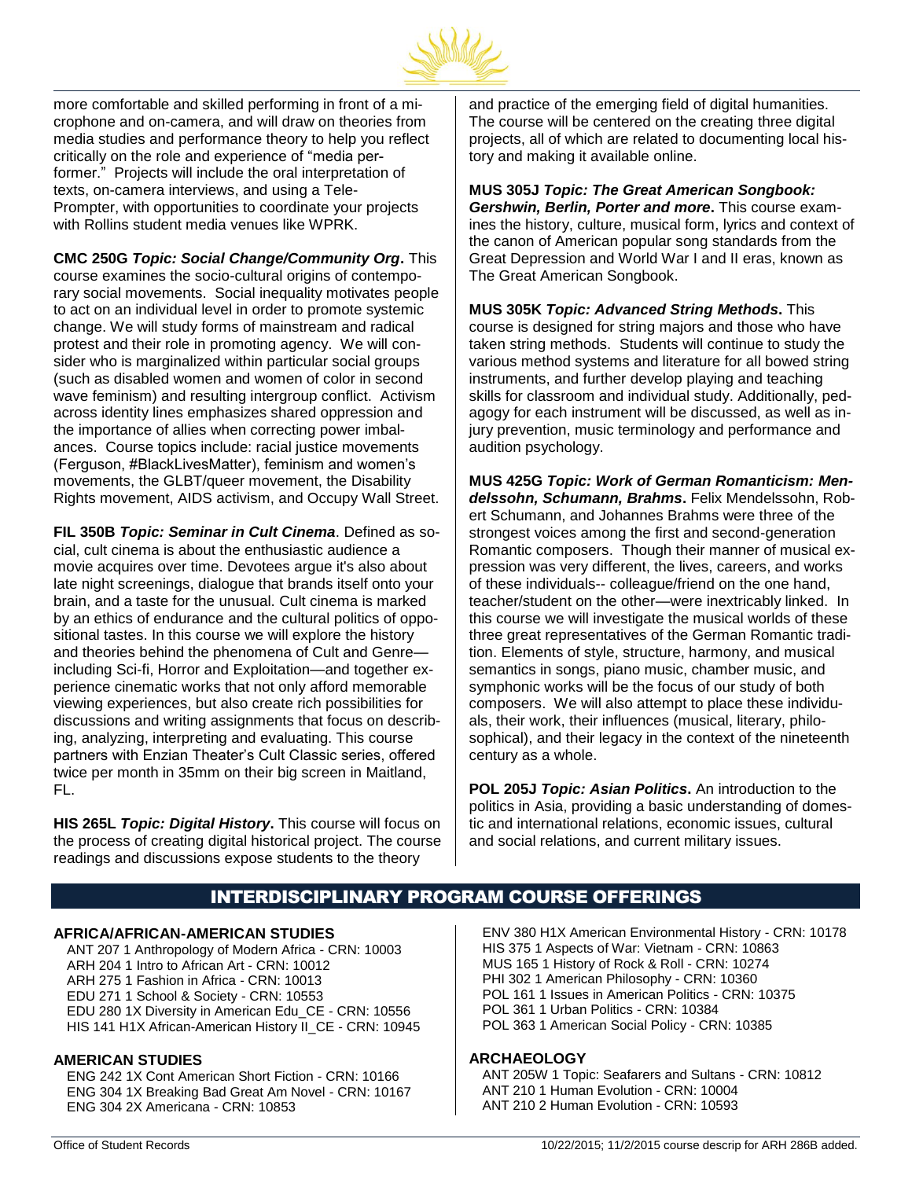more comfortable and skilled performing in front of a microphone and on-camera, and will draw on theories from media studies and performance theory to help you reflect critically on the role and experience of "media performer." Projects will include the oral interpretation of texts, on-camera interviews, and using a Tele-Prompter, with opportunities to coordinate your projects with Rollins student media venues like WPRK.

**CMC 250G *Topic: Social Change/Community Org*.** This course examines the socio-cultural origins of contemporary social movements. Social inequality motivates people to act on an individual level in order to promote systemic change. We will study forms of mainstream and radical protest and their role in promoting agency. We will consider who is marginalized within particular social groups (such as disabled women and women of color in second wave feminism) and resulting intergroup conflict. Activism across identity lines emphasizes shared oppression and the importance of allies when correcting power imbalances. Course topics include: racial justice movements (Ferguson, #BlackLivesMatter), feminism and women's movements, the GLBT/queer movement, the Disability Rights movement, AIDS activism, and Occupy Wall Street.

**FIL 350B *Topic: Seminar in Cult Cinema***. Defined as social, cult cinema is about the enthusiastic audience a movie acquires over time. Devotees argue it's also about late night screenings, dialogue that brands itself onto your brain, and a taste for the unusual. Cult cinema is marked by an ethics of endurance and the cultural politics of oppositional tastes. In this course we will explore the history and theories behind the phenomena of Cult and Genre—including Sci-fi, Horror and Exploitation—and together experience cinematic works that not only afford memorable viewing experiences, but also create rich possibilities for discussions and writing assignments that focus on describing, analyzing, interpreting and evaluating. This course partners with Enzian Theater's Cult Classic series, offered twice per month in 35mm on their big screen in Maitland, FL.

**HIS 265L *Topic: Digital History*.** This course will focus on the process of creating digital historical project. The course readings and discussions expose students to the theory and practice of the emerging field of digital humanities. The course will be centered on the creating three digital projects, all of which are related to documenting local history and making it available online.

**MUS 305J *Topic: The Great American Songbook: Gershwin, Berlin, Porter and more*.** This course examines the history, culture, musical form, lyrics and context of the canon of American popular song standards from the Great Depression and World War I and II eras, known as The Great American Songbook.

**MUS 305K *Topic: Advanced String Methods*.** This course is designed for string majors and those who have taken string methods. Students will continue to study the various method systems and literature for all bowed string instruments, and further develop playing and teaching skills for classroom and individual study. Additionally, pedagogy for each instrument will be discussed, as well as injury prevention, music terminology and performance and audition psychology.

**MUS 425G *Topic: Work of German Romanticism: Mendelssohn, Schumann, Brahms*.** Felix Mendelssohn, Robert Schumann, and Johannes Brahms were three of the strongest voices among the first and second-generation Romantic composers. Though their manner of musical expression was very different, the lives, careers, and works of these individuals-- colleague/friend on the one hand, teacher/student on the other—were inextricably linked. In this course we will investigate the musical worlds of these three great representatives of the German Romantic tradition. Elements of style, structure, harmony, and musical semantics in songs, piano music, chamber music, and symphonic works will be the focus of our study of both composers. We will also attempt to place these individuals, their work, their influences (musical, literary, philosophical), and their legacy in the context of the nineteenth century as a whole.

**POL 205J *Topic: Asian Politics*.** An introduction to the politics in Asia, providing a basic understanding of domestic and international relations, economic issues, cultural and social relations, and current military issues.

## INTERDISCIPLINARY PROGRAM COURSE OFFERINGS

### AFRICA/AFRICAN-AMERICAN STUDIES

ANT 207 1 Anthropology of Modern Africa - CRN: 10003
ARH 204 1 Intro to African Art - CRN: 10012
ARH 275 1 Fashion in Africa - CRN: 10013
EDU 271 1 School & Society - CRN: 10553
EDU 280 1X Diversity in American Edu_CE - CRN: 10556
HIS 141 H1X African-American History II_CE - CRN: 10945

### AMERICAN STUDIES

ENG 242 1X Cont American Short Fiction - CRN: 10166
ENG 304 1X Breaking Bad Great Am Novel - CRN: 10167
ENG 304 2X Americana - CRN: 10853
ENV 380 H1X American Environmental History - CRN: 10178
HIS 375 1 Aspects of War: Vietnam - CRN: 10863
MUS 165 1 History of Rock & Roll - CRN: 10274
PHI 302 1 American Philosophy - CRN: 10360
POL 161 1 Issues in American Politics - CRN: 10375
POL 361 1 Urban Politics - CRN: 10384
POL 363 1 American Social Policy - CRN: 10385

### ARCHAEOLOGY

ANT 205W 1 Topic: Seafarers and Sultans - CRN: 10812
ANT 210 1 Human Evolution - CRN: 10004
ANT 210 2 Human Evolution - CRN: 10593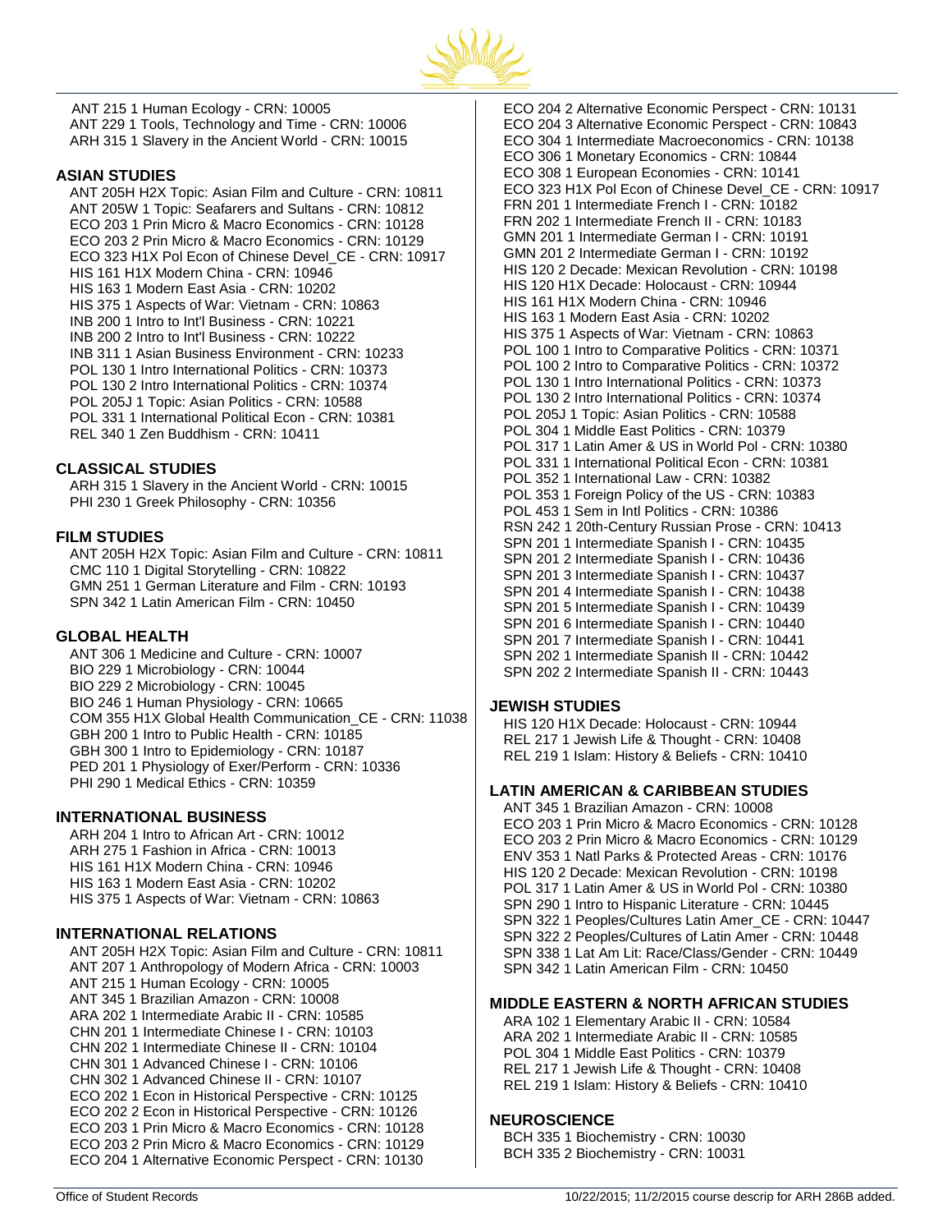ANT 215 1 Human Ecology - CRN: 10005
ANT 229 1 Tools, Technology and Time - CRN: 10006
ARH 315 1 Slavery in the Ancient World - CRN: 10015

## ASIAN STUDIES

ANT 205H H2X Topic: Asian Film and Culture - CRN: 10811
ANT 205W 1 Topic: Seafarers and Sultans - CRN: 10812
ECO 203 1 Prin Micro & Macro Economics - CRN: 10128
ECO 203 2 Prin Micro & Macro Economics - CRN: 10129
ECO 323 H1X Pol Econ of Chinese Devel_CE - CRN: 10917
HIS 161 H1X Modern China - CRN: 10946
HIS 163 1 Modern East Asia - CRN: 10202
HIS 375 1 Aspects of War: Vietnam - CRN: 10863
INB 200 1 Intro to Int'l Business - CRN: 10221
INB 200 2 Intro to Int'l Business - CRN: 10222
INB 311 1 Asian Business Environment - CRN: 10233
POL 130 1 Intro International Politics - CRN: 10373
POL 130 2 Intro International Politics - CRN: 10374
POL 205J 1 Topic: Asian Politics - CRN: 10588
POL 331 1 International Political Econ - CRN: 10381
REL 340 1 Zen Buddhism - CRN: 10411

## CLASSICAL STUDIES

ARH 315 1 Slavery in the Ancient World - CRN: 10015
PHI 230 1 Greek Philosophy - CRN: 10356

## FILM STUDIES

ANT 205H H2X Topic: Asian Film and Culture - CRN: 10811
CMC 110 1 Digital Storytelling - CRN: 10822
GMN 251 1 German Literature and Film - CRN: 10193
SPN 342 1 Latin American Film - CRN: 10450

## GLOBAL HEALTH

ANT 306 1 Medicine and Culture - CRN: 10007
BIO 229 1 Microbiology - CRN: 10044
BIO 229 2 Microbiology - CRN: 10045
BIO 246 1 Human Physiology - CRN: 10665
COM 355 H1X Global Health Communication_CE - CRN: 11038
GBH 200 1 Intro to Public Health - CRN: 10185
GBH 300 1 Intro to Epidemiology - CRN: 10187
PED 201 1 Physiology of Exer/Perform - CRN: 10336
PHI 290 1 Medical Ethics - CRN: 10359

## INTERNATIONAL BUSINESS

ARH 204 1 Intro to African Art - CRN: 10012
ARH 275 1 Fashion in Africa - CRN: 10013
HIS 161 H1X Modern China - CRN: 10946
HIS 163 1 Modern East Asia - CRN: 10202
HIS 375 1 Aspects of War: Vietnam - CRN: 10863

## INTERNATIONAL RELATIONS

ANT 205H H2X Topic: Asian Film and Culture - CRN: 10811
ANT 207 1 Anthropology of Modern Africa - CRN: 10003
ANT 215 1 Human Ecology - CRN: 10005
ANT 345 1 Brazilian Amazon - CRN: 10008
ARA 202 1 Intermediate Arabic II - CRN: 10585
CHN 201 1 Intermediate Chinese I - CRN: 10103
CHN 202 1 Intermediate Chinese II - CRN: 10104
CHN 301 1 Advanced Chinese I - CRN: 10106
CHN 302 1 Advanced Chinese II - CRN: 10107
ECO 202 1 Econ in Historical Perspective - CRN: 10125
ECO 202 2 Econ in Historical Perspective - CRN: 10126
ECO 203 1 Prin Micro & Macro Economics - CRN: 10128
ECO 203 2 Prin Micro & Macro Economics - CRN: 10129
ECO 204 1 Alternative Economic Perspect - CRN: 10130
ECO 204 2 Alternative Economic Perspect - CRN: 10131
ECO 204 3 Alternative Economic Perspect - CRN: 10843
ECO 304 1 Intermediate Macroeconomics - CRN: 10138
ECO 306 1 Monetary Economics - CRN: 10844
ECO 308 1 European Economies - CRN: 10141
ECO 323 H1X Pol Econ of Chinese Devel_CE - CRN: 10917
FRN 201 1 Intermediate French I - CRN: 10182
FRN 202 1 Intermediate French II - CRN: 10183
GMN 201 1 Intermediate German I - CRN: 10191
GMN 201 2 Intermediate German I - CRN: 10192
HIS 120 2 Decade: Mexican Revolution - CRN: 10198
HIS 120 H1X Decade: Holocaust - CRN: 10944
HIS 161 H1X Modern China - CRN: 10946
HIS 163 1 Modern East Asia - CRN: 10202
HIS 375 1 Aspects of War: Vietnam - CRN: 10863
POL 100 1 Intro to Comparative Politics - CRN: 10371
POL 100 2 Intro to Comparative Politics - CRN: 10372
POL 130 1 Intro International Politics - CRN: 10373
POL 130 2 Intro International Politics - CRN: 10374
POL 205J 1 Topic: Asian Politics - CRN: 10588
POL 304 1 Middle East Politics - CRN: 10379
POL 317 1 Latin Amer & US in World Pol - CRN: 10380
POL 331 1 International Political Econ - CRN: 10381
POL 352 1 International Law - CRN: 10382
POL 353 1 Foreign Policy of the US - CRN: 10383
POL 453 1 Sem in Intl Politics - CRN: 10386
RSN 242 1 20th-Century Russian Prose - CRN: 10413
SPN 201 1 Intermediate Spanish I - CRN: 10435
SPN 201 2 Intermediate Spanish I - CRN: 10436
SPN 201 3 Intermediate Spanish I - CRN: 10437
SPN 201 4 Intermediate Spanish I - CRN: 10438
SPN 201 5 Intermediate Spanish I - CRN: 10439
SPN 201 6 Intermediate Spanish I - CRN: 10440
SPN 201 7 Intermediate Spanish I - CRN: 10441
SPN 202 1 Intermediate Spanish II - CRN: 10442
SPN 202 2 Intermediate Spanish II - CRN: 10443

## JEWISH STUDIES

HIS 120 H1X Decade: Holocaust - CRN: 10944
REL 217 1 Jewish Life & Thought - CRN: 10408
REL 219 1 Islam: History & Beliefs - CRN: 10410

## LATIN AMERICAN & CARIBBEAN STUDIES

ANT 345 1 Brazilian Amazon - CRN: 10008
ECO 203 1 Prin Micro & Macro Economics - CRN: 10128
ECO 203 2 Prin Micro & Macro Economics - CRN: 10129
ENV 353 1 Natl Parks & Protected Areas - CRN: 10176
HIS 120 2 Decade: Mexican Revolution - CRN: 10198
POL 317 1 Latin Amer & US in World Pol - CRN: 10380
SPN 290 1 Intro to Hispanic Literature - CRN: 10445
SPN 322 1 Peoples/Cultures Latin Amer_CE - CRN: 10447
SPN 322 2 Peoples/Cultures of Latin Amer - CRN: 10448
SPN 338 1 Lat Am Lit: Race/Class/Gender - CRN: 10449
SPN 342 1 Latin American Film - CRN: 10450

## MIDDLE EASTERN & NORTH AFRICAN STUDIES

ARA 102 1 Elementary Arabic II - CRN: 10584
ARA 202 1 Intermediate Arabic II - CRN: 10585
POL 304 1 Middle East Politics - CRN: 10379
REL 217 1 Jewish Life & Thought - CRN: 10408
REL 219 1 Islam: History & Beliefs - CRN: 10410

## NEUROSCIENCE

BCH 335 1 Biochemistry - CRN: 10030
BCH 335 2 Biochemistry - CRN: 10031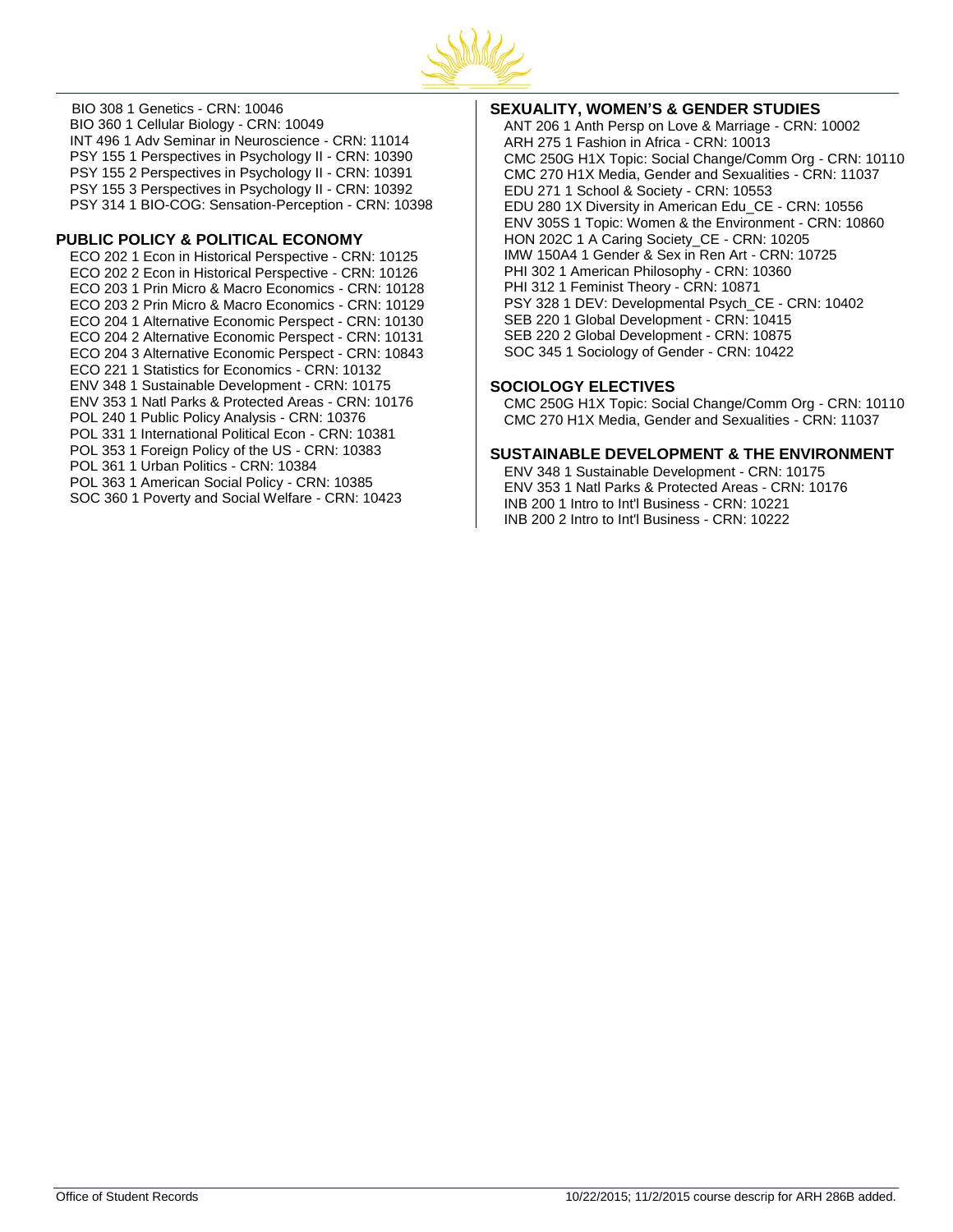BIO 308 1 Genetics - CRN: 10046
BIO 360 1 Cellular Biology - CRN: 10049
INT 496 1 Adv Seminar in Neuroscience - CRN: 11014
PSY 155 1 Perspectives in Psychology II - CRN: 10390
PSY 155 2 Perspectives in Psychology II - CRN: 10391
PSY 155 3 Perspectives in Psychology II - CRN: 10392
PSY 314 1 BIO-COG: Sensation-Perception - CRN: 10398

## PUBLIC POLICY & POLITICAL ECONOMY

ECO 202 1 Econ in Historical Perspective - CRN: 10125
ECO 202 2 Econ in Historical Perspective - CRN: 10126
ECO 203 1 Prin Micro & Macro Economics - CRN: 10128
ECO 203 2 Prin Micro & Macro Economics - CRN: 10129
ECO 204 1 Alternative Economic Perspect - CRN: 10130
ECO 204 2 Alternative Economic Perspect - CRN: 10131
ECO 204 3 Alternative Economic Perspect - CRN: 10843
ECO 221 1 Statistics for Economics - CRN: 10132
ENV 348 1 Sustainable Development - CRN: 10175
ENV 353 1 Natl Parks & Protected Areas - CRN: 10176
POL 240 1 Public Policy Analysis - CRN: 10376
POL 331 1 International Political Econ - CRN: 10381
POL 353 1 Foreign Policy of the US - CRN: 10383
POL 361 1 Urban Politics - CRN: 10384
POL 363 1 American Social Policy - CRN: 10385
SOC 360 1 Poverty and Social Welfare - CRN: 10423

## SEXUALITY, WOMEN'S & GENDER STUDIES

ANT 206 1 Anth Persp on Love & Marriage - CRN: 10002
ARH 275 1 Fashion in Africa - CRN: 10013
CMC 250G H1X Topic: Social Change/Comm Org - CRN: 10110
CMC 270 H1X Media, Gender and Sexualities - CRN: 11037
EDU 271 1 School & Society - CRN: 10553
EDU 280 1X Diversity in American Edu_CE - CRN: 10556
ENV 305S 1 Topic: Women & the Environment - CRN: 10860
HON 202C 1 A Caring Society_CE - CRN: 10205
IMW 150A4 1 Gender & Sex in Ren Art - CRN: 10725
PHI 302 1 American Philosophy - CRN: 10360
PHI 312 1 Feminist Theory - CRN: 10871
PSY 328 1 DEV: Developmental Psych_CE - CRN: 10402
SEB 220 1 Global Development - CRN: 10415
SEB 220 2 Global Development - CRN: 10875
SOC 345 1 Sociology of Gender - CRN: 10422

## SOCIOLOGY ELECTIVES

CMC 250G H1X Topic: Social Change/Comm Org - CRN: 10110
CMC 270 H1X Media, Gender and Sexualities - CRN: 11037

## SUSTAINABLE DEVELOPMENT & THE ENVIRONMENT

ENV 348 1 Sustainable Development - CRN: 10175
ENV 353 1 Natl Parks & Protected Areas - CRN: 10176
INB 200 1 Intro to Int'l Business - CRN: 10221
INB 200 2 Intro to Int'l Business - CRN: 10222